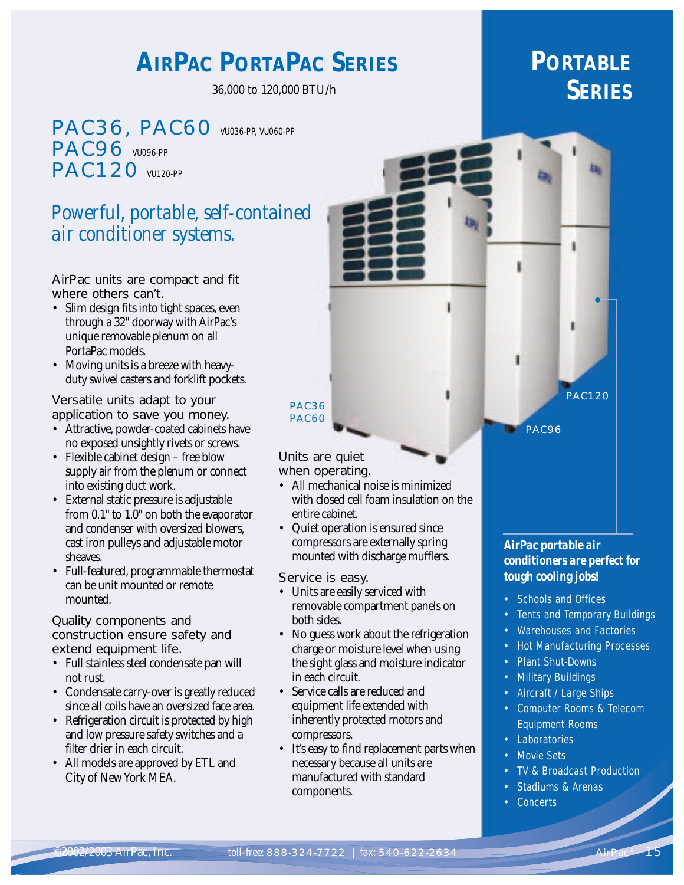# AIRPAC PORTAPAC SERIES

36,000 to 120,000 BTU/h

# PORTABLE SERIES

## PAC36, PAC60 VU036-PP, VU060-PP
## PAC96 VU096-PP
## PAC120 VU120-PP

*Powerful, portable, self-contained air conditioner systems.*

### AirPac units are compact and fit where others can't.

- Slim design fits into tight spaces, even through a 32" doorway with AirPac's unique removable plenum on all PortaPac models.
- Moving units is a breeze with heavy-duty swivel casters and forklift pockets.

### Versatile units adapt to your application to save you money.

- Attractive, powder-coated cabinets have no exposed unsightly rivets or screws.
- Flexible cabinet design – free blow supply air from the plenum or connect into existing duct work.
- External static pressure is adjustable from 0.1" to 1.0" on both the evaporator and condenser with oversized blowers, cast iron pulleys and adjustable motor sheaves.
- Full-featured, programmable thermostat can be unit mounted or remote mounted.

### Quality components and construction ensure safety and extend equipment life.

- Full stainless steel condensate pan will not rust.
- Condensate carry-over is greatly reduced since all coils have an oversized face area.
- Refrigeration circuit is protected by high and low pressure safety switches and a filter drier in each circuit.
- All models are approved by ETL and City of New York MEA.

PAC36
PAC60
PAC96
PAC120

### Units are quiet when operating.

- All mechanical noise is minimized with closed cell foam insulation on the entire cabinet.
- Quiet operation is ensured since compressors are externally spring mounted with discharge mufflers.

### Service is easy.

- Units are easily serviced with removable compartment panels on both sides.
- No guess work about the refrigeration charge or moisture level when using the sight glass and moisture indicator in each circuit.
- Service calls are reduced and equipment life extended with inherently protected motors and compressors.
- It's easy to find replacement parts when necessary because all units are manufactured with standard components.

***AirPac portable air conditioners are perfect for tough cooling jobs!***

- Schools and Offices
- Tents and Temporary Buildings
- Warehouses and Factories
- Hot Manufacturing Processes
- Plant Shut-Downs
- Military Buildings
- Aircraft / Large Ships
- Computer Rooms & Telecom Equipment Rooms
- Laboratories
- Movie Sets
- TV & Broadcast Production
- Stadiums & Arenas
- Concerts

©2002/2003 AirPac, Inc. toll-free: 888-324-7722 | fax: 540-622-2634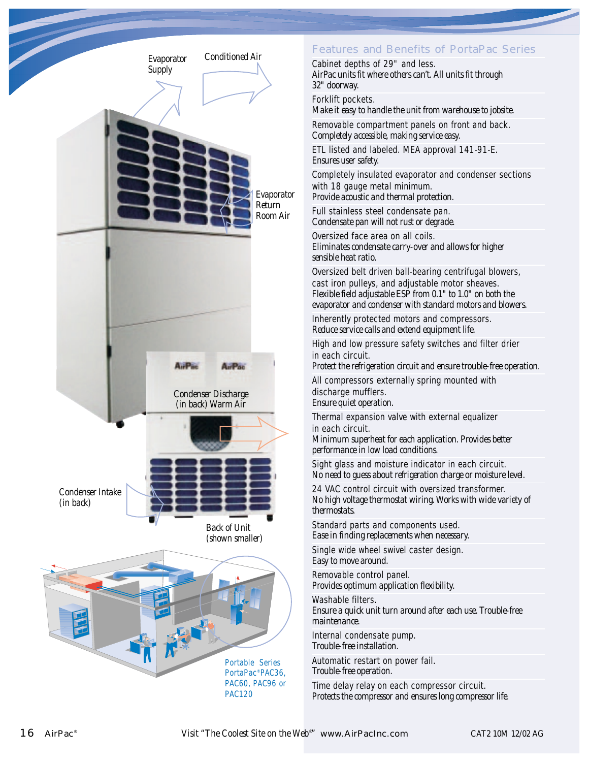Evaporator Supply

Conditioned Air

Evaporator Return Room Air

Condenser Discharge (in back) Warm Air

Condenser Intake (in back)

Back of Unit (shown smaller)

Portable Series PortaPac® PAC36, PAC60, PAC96 or PAC120

## Features and Benefits of PortaPac Series

Cabinet depths of 29" and less.
AirPac units fit where others can't. All units fit through 32" doorway.

Forklift pockets.
Make it easy to handle the unit from warehouse to jobsite.

Removable compartment panels on front and back.
Completely accessible, making service easy.

ETL listed and labeled. MEA approval 141-91-E.
Ensures user safety.

Completely insulated evaporator and condenser sections with 18 gauge metal minimum.
Provide acoustic and thermal protection.

Full stainless steel condensate pan.
Condensate pan will not rust or degrade.

Oversized face area on all coils.
Eliminates condensate carry-over and allows for higher sensible heat ratio.

Oversized belt driven ball-bearing centrifugal blowers, cast iron pulleys, and adjustable motor sheaves.
Flexible field adjustable ESP from 0.1" to 1.0" on both the evaporator and condenser with standard motors and blowers.

Inherently protected motors and compressors.
Reduce service calls and extend equipment life.

High and low pressure safety switches and filter drier in each circuit.
Protect the refrigeration circuit and ensure trouble-free operation.

All compressors externally spring mounted with discharge mufflers.
Ensure quiet operation.

Thermal expansion valve with external equalizer in each circuit.
Minimum superheat for each application. Provides better performance in low load conditions.

Sight glass and moisture indicator in each circuit.
No need to guess about refrigeration charge or moisture level.

24 VAC control circuit with oversized transformer.
No high voltage thermostat wiring. Works with wide variety of thermostats.

Standard parts and components used.
Ease in finding replacements when necessary.

Single wide wheel swivel caster design.
Easy to move around.

Removable control panel.
Provides optimum application flexibility.

Washable filters.
Ensure a quick unit turn around after each use. Trouble-free maintenance.

Internal condensate pump.
Trouble-free installation.

Automatic restart on power fail.
Trouble-free operation.

Time delay relay on each compressor circuit.
Protects the compressor and ensures long compressor life.

Visit "The Coolest Site on the Web®" www.AirPacInc.com

CAT2 10M 12/02 AG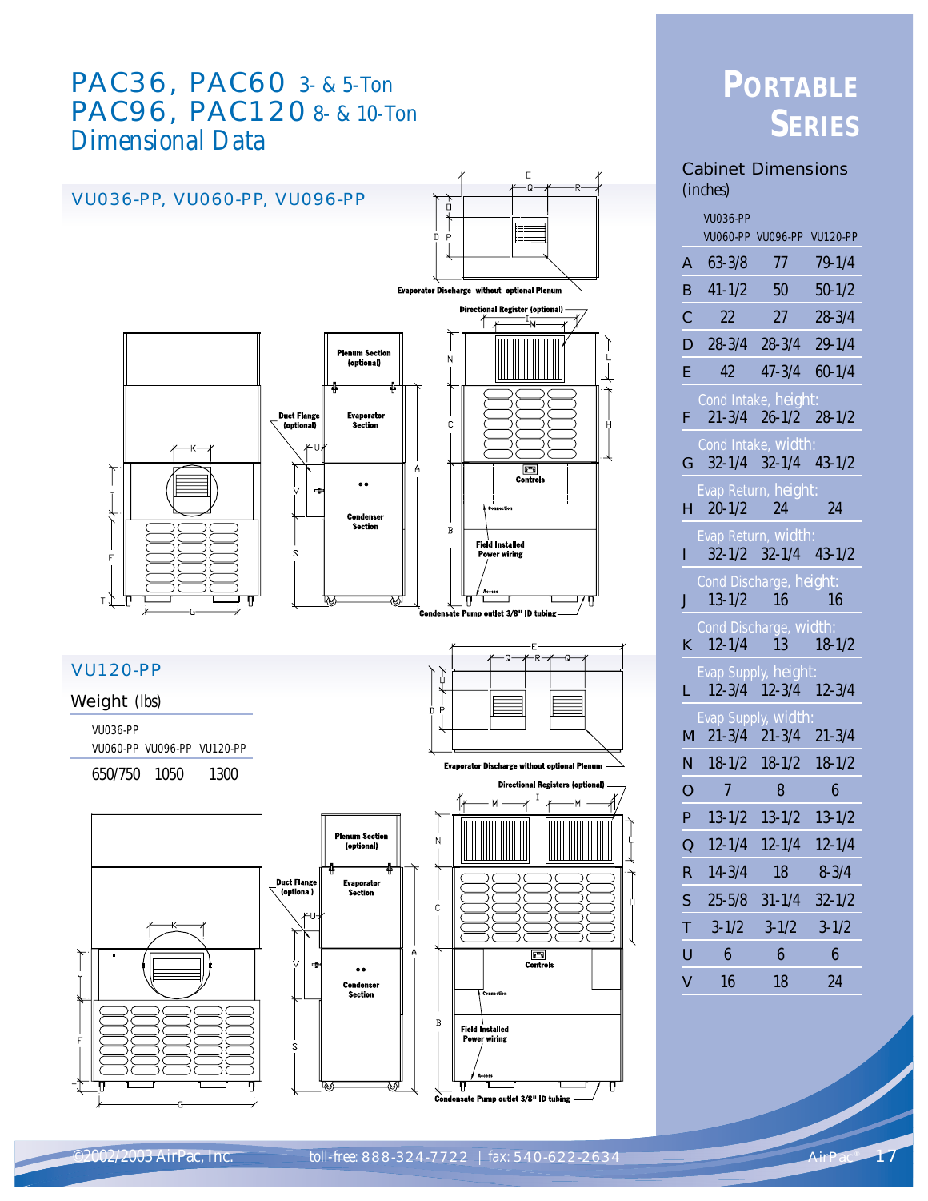# PAC36, PAC60 3- & 5-Ton
# PAC96, PAC120 8- & 10-Ton
## Dimensional Data

# Portable Series

## VU036-PP, VU060-PP, VU096-PP

Evaporator Discharge without optional Plenum

Directional Register (optional)

Plenum Section (optional)

Duct Flange (optional)

Evaporator Section

Condenser Section

Controls

Connection

Field Installed Power wiring

Access

Condensate Pump outlet 3/8" ID tubing

## VU120-PP

### Weight (lbs)

| VU036-PP VU060-PP | VU096-PP | VU120-PP |
|---|---|---|
| 650/750 | 1050 | 1300 |

Evaporator Discharge without optional Plenum

Directional Registers (optional)

Plenum Section (optional)

Duct Flange (optional)

Evaporator Section

Condenser Section

Controls

Connection

Field Installed Power wiring

Access

Condensate Pump outlet 3/8" ID tubing

### Cabinet Dimensions (inches)

| | | VU036-PP VU060-PP | VU096-PP | VU120-PP |
|---|---|---|---|---|
| A | | 63-3/8 | 77 | 79-1/4 |
| B | | 41-1/2 | 50 | 50-1/2 |
| C | | 22 | 27 | 28-3/4 |
| D | | 28-3/4 | 28-3/4 | 29-1/4 |
| E | | 42 | 47-3/4 | 60-1/4 |
| F | Cond Intake, height: | 21-3/4 | 26-1/2 | 28-1/2 |
| G | Cond Intake, width: | 32-1/4 | 32-1/4 | 43-1/2 |
| H | Evap Return, height: | 20-1/2 | 24 | 24 |
| I | Evap Return, width: | 32-1/2 | 32-1/4 | 43-1/2 |
| J | Cond Discharge, height: | 13-1/2 | 16 | 16 |
| K | Cond Discharge, width: | 12-1/4 | 13 | 18-1/2 |
| L | Evap Supply, height: | 12-3/4 | 12-3/4 | 12-3/4 |
| M | Evap Supply, width: | 21-3/4 | 21-3/4 | 21-3/4 |
| N | | 18-1/2 | 18-1/2 | 18-1/2 |
| O | | 7 | 8 | 6 |
| P | | 13-1/2 | 13-1/2 | 13-1/2 |
| Q | | 12-1/4 | 12-1/4 | 12-1/4 |
| R | | 14-3/4 | 18 | 8-3/4 |
| S | | 25-5/8 | 31-1/4 | 32-1/2 |
| T | | 3-1/2 | 3-1/2 | 3-1/2 |
| U | | 6 | 6 | 6 |
| V | | 16 | 18 | 24 |

©2002/2003 AirPac, Inc. toll-free: 888-324-7722 | fax: 540-622-2634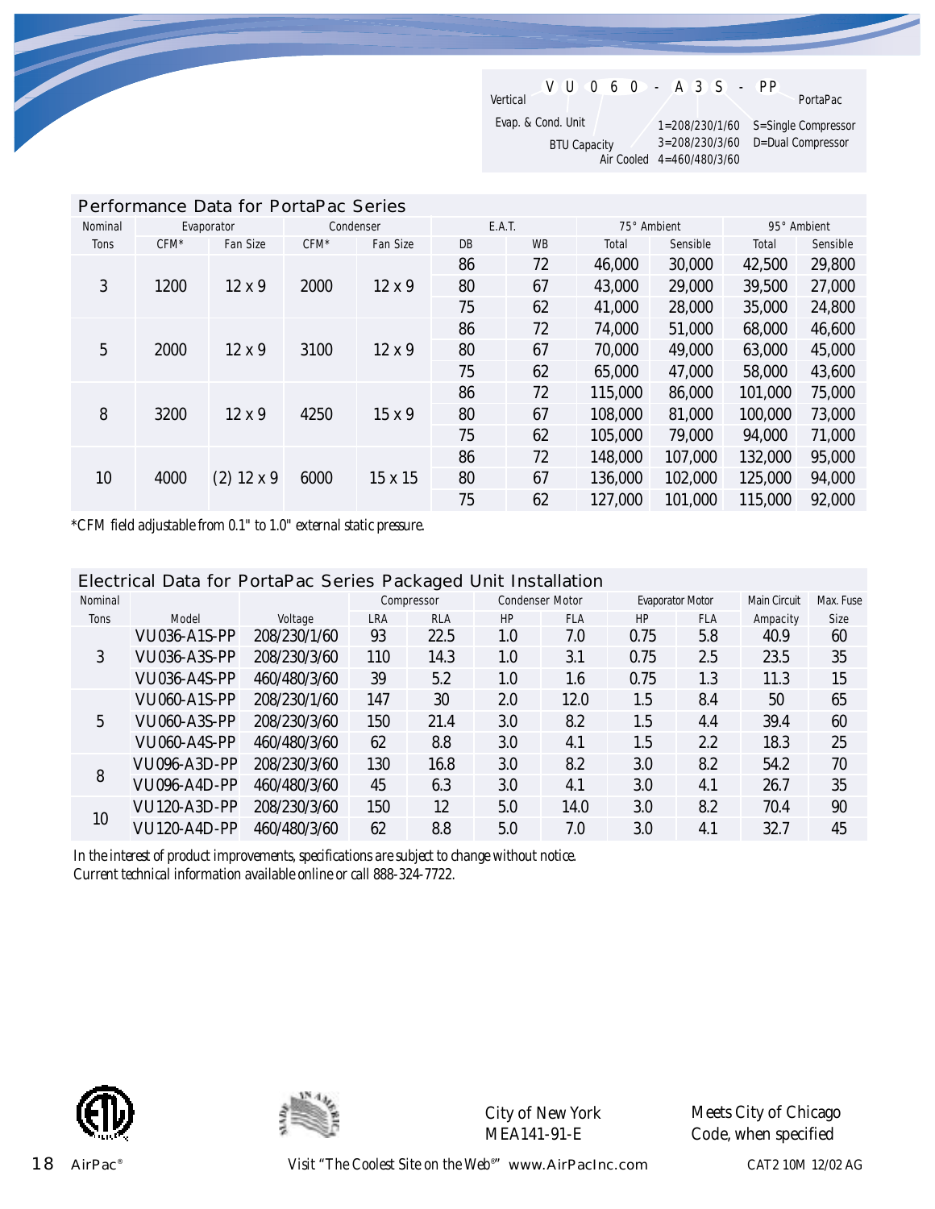V U 0 6 0 - A 3 S - PP

- Vertical
- Evap. & Cond. Unit
- BTU Capacity
- Air Cooled
- 1=208/230/1/60
- 3=208/230/3/60
- 4=460/480/3/60
- S=Single Compressor
- D=Dual Compressor
- PortaPac

## Performance Data for PortaPac Series

| Nominal | Evaporator | | Condenser | | E.A.T. | | 75° Ambient | | 95° Ambient | |
|---|---|---|---|---|---|---|---|---|---|---|
| Tons | CFM* | Fan Size | CFM* | Fan Size | DB | WB | Total | Sensible | Total | Sensible |
| 3 | 1200 | 12 x 9 | 2000 | 12 x 9 | 86 | 72 | 46,000 | 30,000 | 42,500 | 29,800 |
| | | | | | 80 | 67 | 43,000 | 29,000 | 39,500 | 27,000 |
| | | | | | 75 | 62 | 41,000 | 28,000 | 35,000 | 24,800 |
| 5 | 2000 | 12 x 9 | 3100 | 12 x 9 | 86 | 72 | 74,000 | 51,000 | 68,000 | 46,600 |
| | | | | | 80 | 67 | 70,000 | 49,000 | 63,000 | 45,000 |
| | | | | | 75 | 62 | 65,000 | 47,000 | 58,000 | 43,600 |
| 8 | 3200 | 12 x 9 | 4250 | 15 x 9 | 86 | 72 | 115,000 | 86,000 | 101,000 | 75,000 |
| | | | | | 80 | 67 | 108,000 | 81,000 | 100,000 | 73,000 |
| | | | | | 75 | 62 | 105,000 | 79,000 | 94,000 | 71,000 |
| 10 | 4000 | (2) 12 x 9 | 6000 | 15 x 15 | 86 | 72 | 148,000 | 107,000 | 132,000 | 95,000 |
| | | | | | 80 | 67 | 136,000 | 102,000 | 125,000 | 94,000 |
| | | | | | 75 | 62 | 127,000 | 101,000 | 115,000 | 92,000 |

*CFM field adjustable from 0.1" to 1.0" external static pressure.

## Electrical Data for PortaPac Series Packaged Unit Installation

| Nominal | | | Compressor | | Condenser Motor | | Evaporator Motor | | Main Circuit | Max. Fuse |
|---|---|---|---|---|---|---|---|---|---|---|
| Tons | Model | Voltage | LRA | RLA | HP | FLA | HP | FLA | Ampacity | Size |
| 3 | VU036-A1S-PP | 208/230/1/60 | 93 | 22.5 | 1.0 | 7.0 | 0.75 | 5.8 | 40.9 | 60 |
| | VU036-A3S-PP | 208/230/3/60 | 110 | 14.3 | 1.0 | 3.1 | 0.75 | 2.5 | 23.5 | 35 |
| | VU036-A4S-PP | 460/480/3/60 | 39 | 5.2 | 1.0 | 1.6 | 0.75 | 1.3 | 11.3 | 15 |
| 5 | VU060-A1S-PP | 208/230/1/60 | 147 | 30 | 2.0 | 12.0 | 1.5 | 8.4 | 50 | 65 |
| | VU060-A3S-PP | 208/230/3/60 | 150 | 21.4 | 3.0 | 8.2 | 1.5 | 4.4 | 39.4 | 60 |
| | VU060-A4S-PP | 460/480/3/60 | 62 | 8.8 | 3.0 | 4.1 | 1.5 | 2.2 | 18.3 | 25 |
| 8 | VU096-A3D-PP | 208/230/3/60 | 130 | 16.8 | 3.0 | 8.2 | 3.0 | 8.2 | 54.2 | 70 |
| | VU096-A4D-PP | 460/480/3/60 | 45 | 6.3 | 3.0 | 4.1 | 3.0 | 4.1 | 26.7 | 35 |
| 10 | VU120-A3D-PP | 208/230/3/60 | 150 | 12 | 5.0 | 14.0 | 3.0 | 8.2 | 70.4 | 90 |
| | VU120-A4D-PP | 460/480/3/60 | 62 | 8.8 | 5.0 | 7.0 | 3.0 | 4.1 | 32.7 | 45 |

In the interest of product improvements, specifications are subject to change without notice.
Current technical information available online or call 888-324-7722.

City of New York
MEA141-91-E

Meets City of Chicago
Code, when specified

AirPac®

Visit "The Coolest Site on the Web®" www.AirPacInc.com

CAT2 10M 12/02 AG